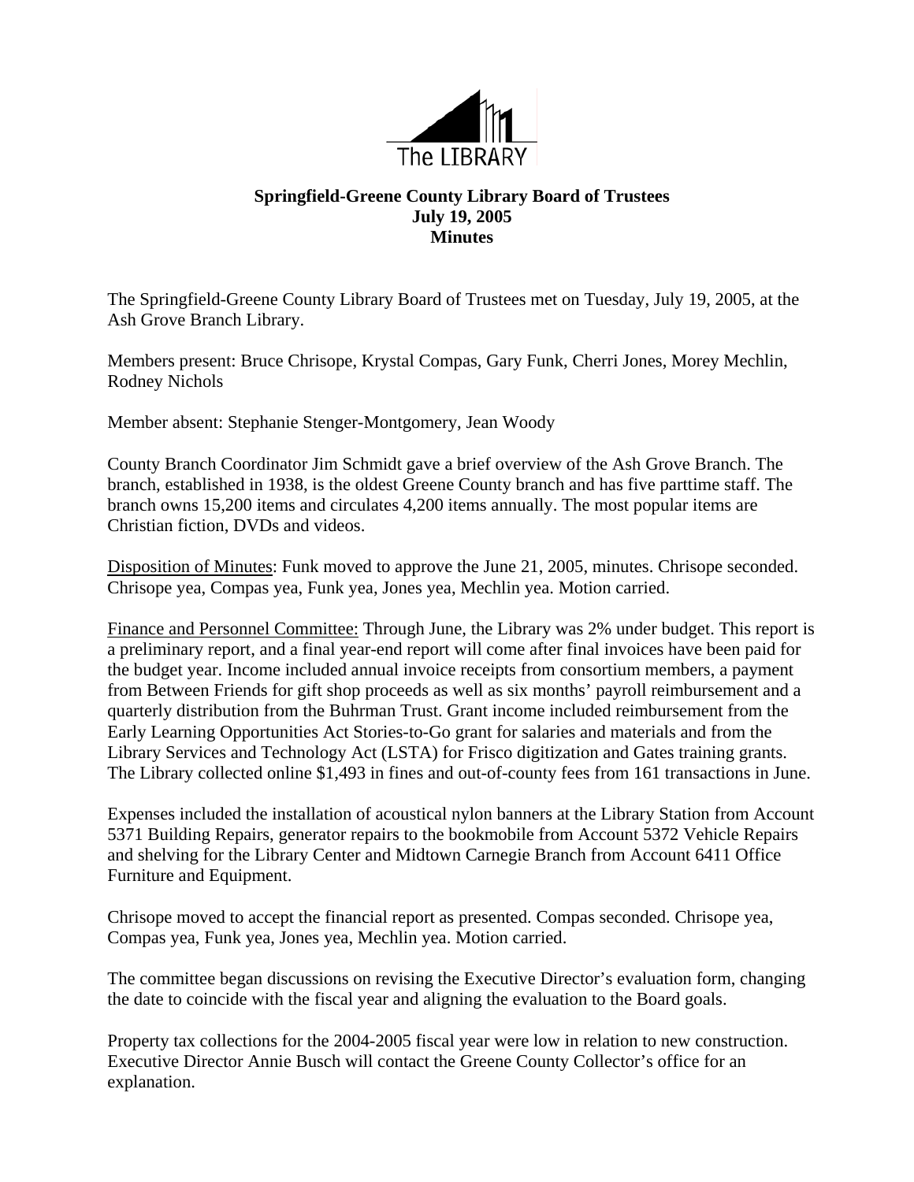The LIBRARY

**Springfield-Greene County Library Board of Trustees**
**July 19, 2005**
**Minutes**

The Springfield-Greene County Library Board of Trustees met on Tuesday, July 19, 2005, at the Ash Grove Branch Library.

Members present: Bruce Chrisope, Krystal Compas, Gary Funk, Cherri Jones, Morey Mechlin, Rodney Nichols

Member absent: Stephanie Stenger-Montgomery, Jean Woody

County Branch Coordinator Jim Schmidt gave a brief overview of the Ash Grove Branch. The branch, established in 1938, is the oldest Greene County branch and has five parttime staff. The branch owns 15,200 items and circulates 4,200 items annually. The most popular items are Christian fiction, DVDs and videos.

Disposition of Minutes: Funk moved to approve the June 21, 2005, minutes. Chrisope seconded. Chrisope yea, Compas yea, Funk yea, Jones yea, Mechlin yea. Motion carried.

Finance and Personnel Committee: Through June, the Library was 2% under budget. This report is a preliminary report, and a final year-end report will come after final invoices have been paid for the budget year. Income included annual invoice receipts from consortium members, a payment from Between Friends for gift shop proceeds as well as six months' payroll reimbursement and a quarterly distribution from the Buhrman Trust. Grant income included reimbursement from the Early Learning Opportunities Act Stories-to-Go grant for salaries and materials and from the Library Services and Technology Act (LSTA) for Frisco digitization and Gates training grants. The Library collected online $1,493 in fines and out-of-county fees from 161 transactions in June.

Expenses included the installation of acoustical nylon banners at the Library Station from Account 5371 Building Repairs, generator repairs to the bookmobile from Account 5372 Vehicle Repairs and shelving for the Library Center and Midtown Carnegie Branch from Account 6411 Office Furniture and Equipment.

Chrisope moved to accept the financial report as presented. Compas seconded. Chrisope yea, Compas yea, Funk yea, Jones yea, Mechlin yea. Motion carried.

The committee began discussions on revising the Executive Director's evaluation form, changing the date to coincide with the fiscal year and aligning the evaluation to the Board goals.

Property tax collections for the 2004-2005 fiscal year were low in relation to new construction. Executive Director Annie Busch will contact the Greene County Collector's office for an explanation.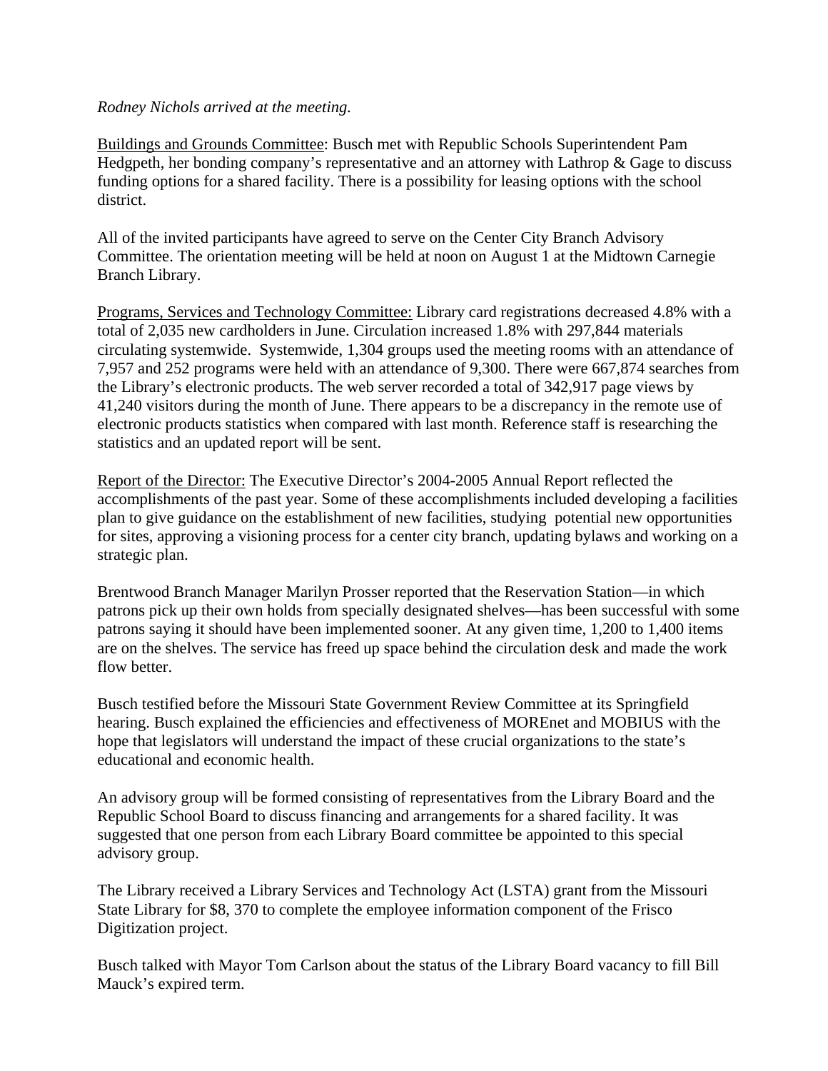*Rodney Nichols arrived at the meeting.*

<u>Buildings and Grounds Committee</u>: Busch met with Republic Schools Superintendent Pam Hedgpeth, her bonding company's representative and an attorney with Lathrop & Gage to discuss funding options for a shared facility. There is a possibility for leasing options with the school district.

All of the invited participants have agreed to serve on the Center City Branch Advisory Committee. The orientation meeting will be held at noon on August 1 at the Midtown Carnegie Branch Library.

<u>Programs, Services and Technology Committee:</u> Library card registrations decreased 4.8% with a total of 2,035 new cardholders in June. Circulation increased 1.8% with 297,844 materials circulating systemwide. Systemwide, 1,304 groups used the meeting rooms with an attendance of 7,957 and 252 programs were held with an attendance of 9,300. There were 667,874 searches from the Library's electronic products. The web server recorded a total of 342,917 page views by 41,240 visitors during the month of June. There appears to be a discrepancy in the remote use of electronic products statistics when compared with last month. Reference staff is researching the statistics and an updated report will be sent.

<u>Report of the Director:</u> The Executive Director's 2004-2005 Annual Report reflected the accomplishments of the past year. Some of these accomplishments included developing a facilities plan to give guidance on the establishment of new facilities, studying potential new opportunities for sites, approving a visioning process for a center city branch, updating bylaws and working on a strategic plan.

Brentwood Branch Manager Marilyn Prosser reported that the Reservation Station—in which patrons pick up their own holds from specially designated shelves—has been successful with some patrons saying it should have been implemented sooner. At any given time, 1,200 to 1,400 items are on the shelves. The service has freed up space behind the circulation desk and made the work flow better.

Busch testified before the Missouri State Government Review Committee at its Springfield hearing. Busch explained the efficiencies and effectiveness of MOREnet and MOBIUS with the hope that legislators will understand the impact of these crucial organizations to the state's educational and economic health.

An advisory group will be formed consisting of representatives from the Library Board and the Republic School Board to discuss financing and arrangements for a shared facility. It was suggested that one person from each Library Board committee be appointed to this special advisory group.

The Library received a Library Services and Technology Act (LSTA) grant from the Missouri State Library for $8, 370 to complete the employee information component of the Frisco Digitization project.

Busch talked with Mayor Tom Carlson about the status of the Library Board vacancy to fill Bill Mauck's expired term.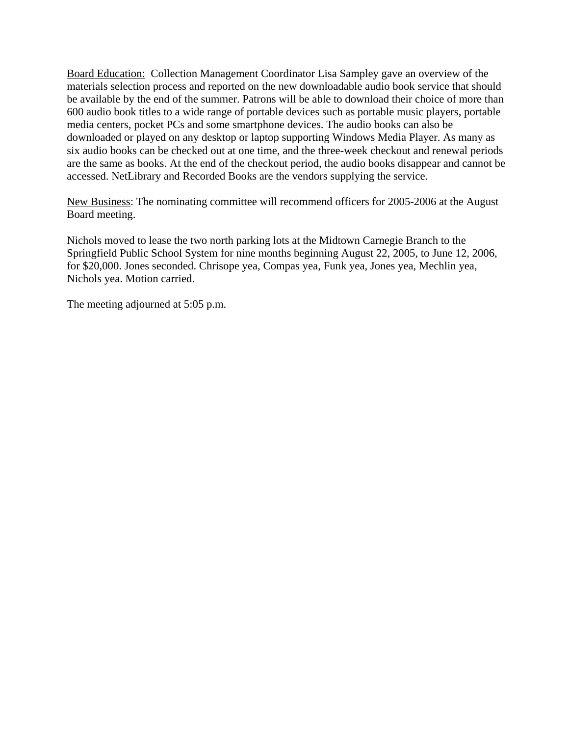Board Education: Collection Management Coordinator Lisa Sampley gave an overview of the materials selection process and reported on the new downloadable audio book service that should be available by the end of the summer. Patrons will be able to download their choice of more than 600 audio book titles to a wide range of portable devices such as portable music players, portable media centers, pocket PCs and some smartphone devices. The audio books can also be downloaded or played on any desktop or laptop supporting Windows Media Player. As many as six audio books can be checked out at one time, and the three-week checkout and renewal periods are the same as books. At the end of the checkout period, the audio books disappear and cannot be accessed. NetLibrary and Recorded Books are the vendors supplying the service.

New Business: The nominating committee will recommend officers for 2005-2006 at the August Board meeting.

Nichols moved to lease the two north parking lots at the Midtown Carnegie Branch to the Springfield Public School System for nine months beginning August 22, 2005, to June 12, 2006, for $20,000. Jones seconded. Chrisope yea, Compas yea, Funk yea, Jones yea, Mechlin yea, Nichols yea. Motion carried.

The meeting adjourned at 5:05 p.m.